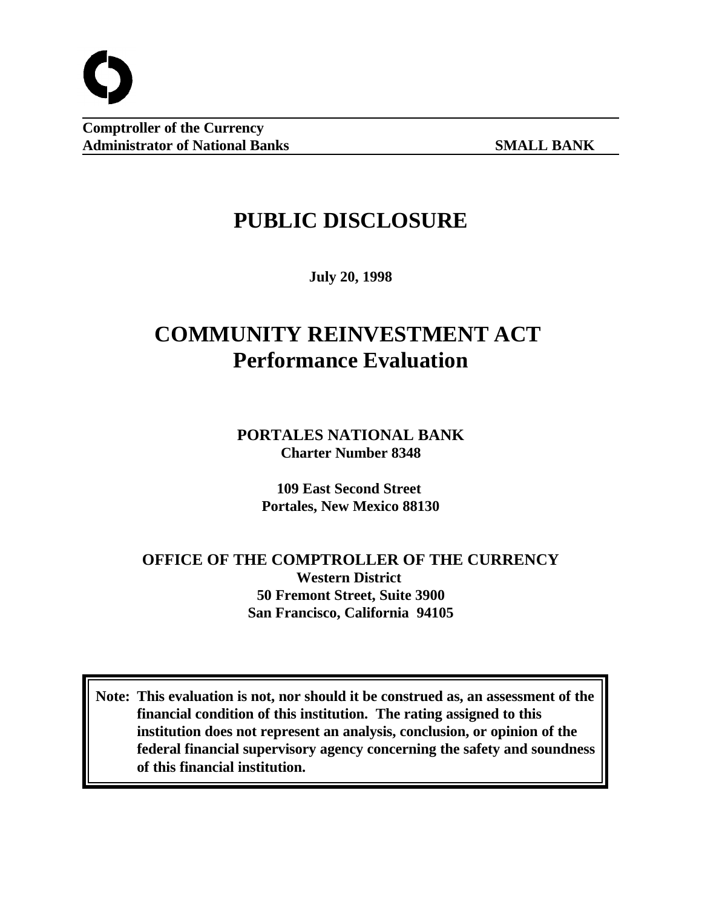**Comptroller of the Currency**
**Administrator of National Banks** **SMALL BANK**

# PUBLIC DISCLOSURE

**July 20, 1998**

# COMMUNITY REINVESTMENT ACT
# Performance Evaluation

**PORTALES NATIONAL BANK**
**Charter Number 8348**

**109 East Second Street**
**Portales, New Mexico 88130**

**OFFICE OF THE COMPTROLLER OF THE CURRENCY**
**Western District**
**50 Fremont Street, Suite 3900**
**San Francisco, California 94105**

**Note: This evaluation is not, nor should it be construed as, an assessment of the financial condition of this institution. The rating assigned to this institution does not represent an analysis, conclusion, or opinion of the federal financial supervisory agency concerning the safety and soundness of this financial institution.**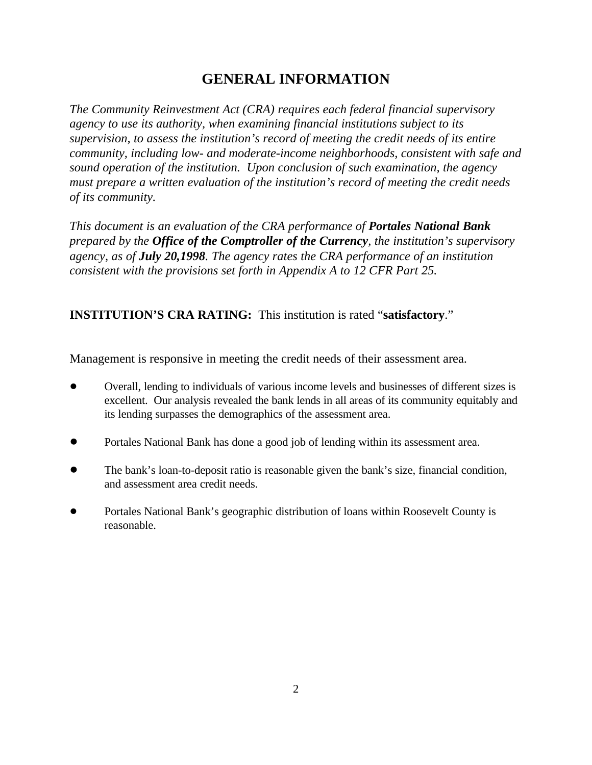# GENERAL INFORMATION

*The Community Reinvestment Act (CRA) requires each federal financial supervisory agency to use its authority, when examining financial institutions subject to its supervision, to assess the institution's record of meeting the credit needs of its entire community, including low- and moderate-income neighborhoods, consistent with safe and sound operation of the institution. Upon conclusion of such examination, the agency must prepare a written evaluation of the institution's record of meeting the credit needs of its community.*

*This document is an evaluation of the CRA performance of* ***Portales National Bank*** *prepared by the* ***Office of the Comptroller of the Currency****, the institution's supervisory agency, as of* ***July 20,1998****. The agency rates the CRA performance of an institution consistent with the provisions set forth in Appendix A to 12 CFR Part 25.*

**INSTITUTION'S CRA RATING:** This institution is rated "**satisfactory**."

Management is responsive in meeting the credit needs of their assessment area.

- Overall, lending to individuals of various income levels and businesses of different sizes is excellent. Our analysis revealed the bank lends in all areas of its community equitably and its lending surpasses the demographics of the assessment area.
- Portales National Bank has done a good job of lending within its assessment area.
- The bank's loan-to-deposit ratio is reasonable given the bank's size, financial condition, and assessment area credit needs.
- Portales National Bank's geographic distribution of loans within Roosevelt County is reasonable.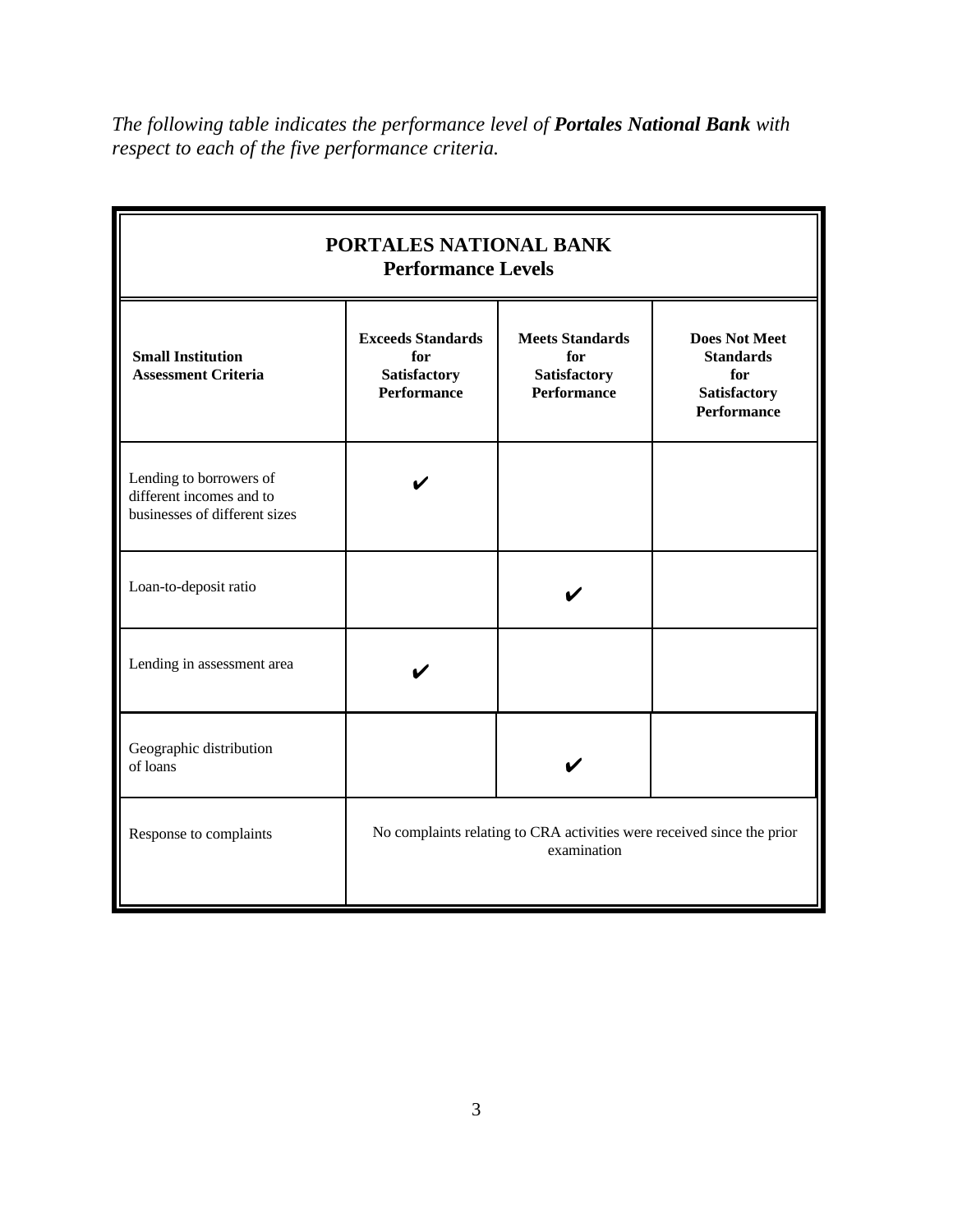*The following table indicates the performance level of **Portales National Bank** with respect to each of the five performance criteria.*

| **PORTALES NATIONAL BANK Performance Levels** | | | |
|---|---|---|---|
| **Small Institution Assessment Criteria** | **Exceeds Standards for Satisfactory Performance** | **Meets Standards for Satisfactory Performance** | **Does Not Meet Standards for Satisfactory Performance** |
| Lending to borrowers of different incomes and to businesses of different sizes | ✔ | | |
| Loan-to-deposit ratio | | ✔ | |
| Lending in assessment area | ✔ | | |
| Geographic distribution of loans | | ✔ | |
| Response to complaints | No complaints relating to CRA activities were received since the prior examination | | |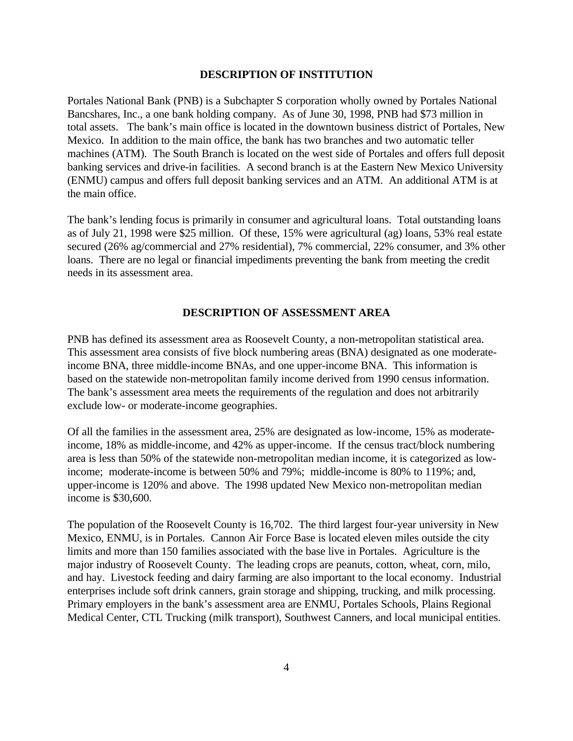## DESCRIPTION OF INSTITUTION

Portales National Bank (PNB) is a Subchapter S corporation wholly owned by Portales National Bancshares, Inc., a one bank holding company. As of June 30, 1998, PNB had $73 million in total assets. The bank's main office is located in the downtown business district of Portales, New Mexico. In addition to the main office, the bank has two branches and two automatic teller machines (ATM). The South Branch is located on the west side of Portales and offers full deposit banking services and drive-in facilities. A second branch is at the Eastern New Mexico University (ENMU) campus and offers full deposit banking services and an ATM. An additional ATM is at the main office.

The bank's lending focus is primarily in consumer and agricultural loans. Total outstanding loans as of July 21, 1998 were $25 million. Of these, 15% were agricultural (ag) loans, 53% real estate secured (26% ag/commercial and 27% residential), 7% commercial, 22% consumer, and 3% other loans. There are no legal or financial impediments preventing the bank from meeting the credit needs in its assessment area.

## DESCRIPTION OF ASSESSMENT AREA

PNB has defined its assessment area as Roosevelt County, a non-metropolitan statistical area. This assessment area consists of five block numbering areas (BNA) designated as one moderate-income BNA, three middle-income BNAs, and one upper-income BNA. This information is based on the statewide non-metropolitan family income derived from 1990 census information. The bank's assessment area meets the requirements of the regulation and does not arbitrarily exclude low- or moderate-income geographies.

Of all the families in the assessment area, 25% are designated as low-income, 15% as moderate-income, 18% as middle-income, and 42% as upper-income. If the census tract/block numbering area is less than 50% of the statewide non-metropolitan median income, it is categorized as low-income; moderate-income is between 50% and 79%; middle-income is 80% to 119%; and, upper-income is 120% and above. The 1998 updated New Mexico non-metropolitan median income is $30,600.

The population of the Roosevelt County is 16,702. The third largest four-year university in New Mexico, ENMU, is in Portales. Cannon Air Force Base is located eleven miles outside the city limits and more than 150 families associated with the base live in Portales. Agriculture is the major industry of Roosevelt County. The leading crops are peanuts, cotton, wheat, corn, milo, and hay. Livestock feeding and dairy farming are also important to the local economy. Industrial enterprises include soft drink canners, grain storage and shipping, trucking, and milk processing. Primary employers in the bank's assessment area are ENMU, Portales Schools, Plains Regional Medical Center, CTL Trucking (milk transport), Southwest Canners, and local municipal entities.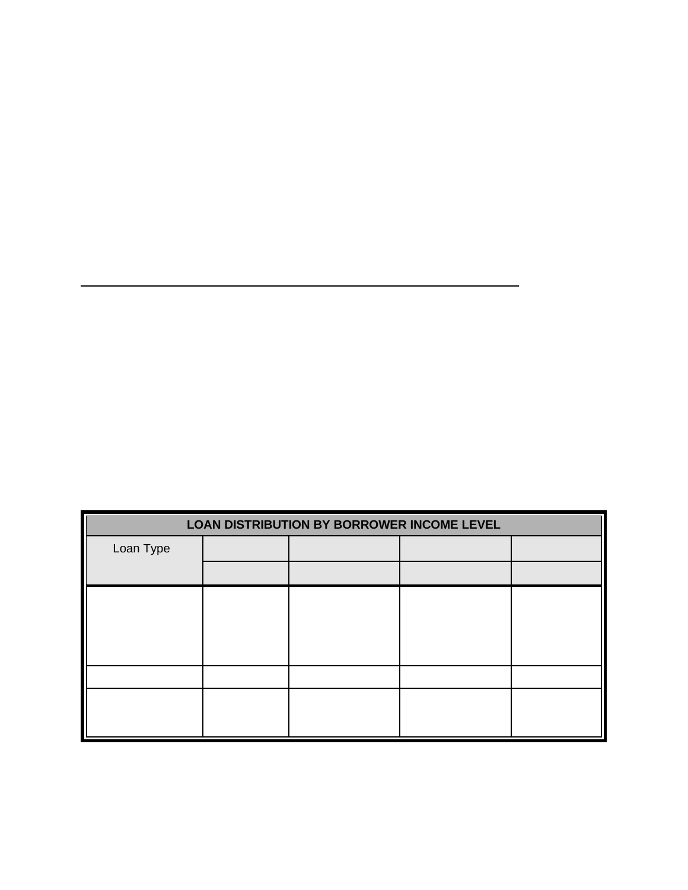| LOAN DISTRIBUTION BY BORROWER INCOME LEVEL | | | | |
| --- | --- | --- | --- | --- |
| Loan Type | | | | |
| | | | | |
| | | | | |
| | | | | |
| | | | | |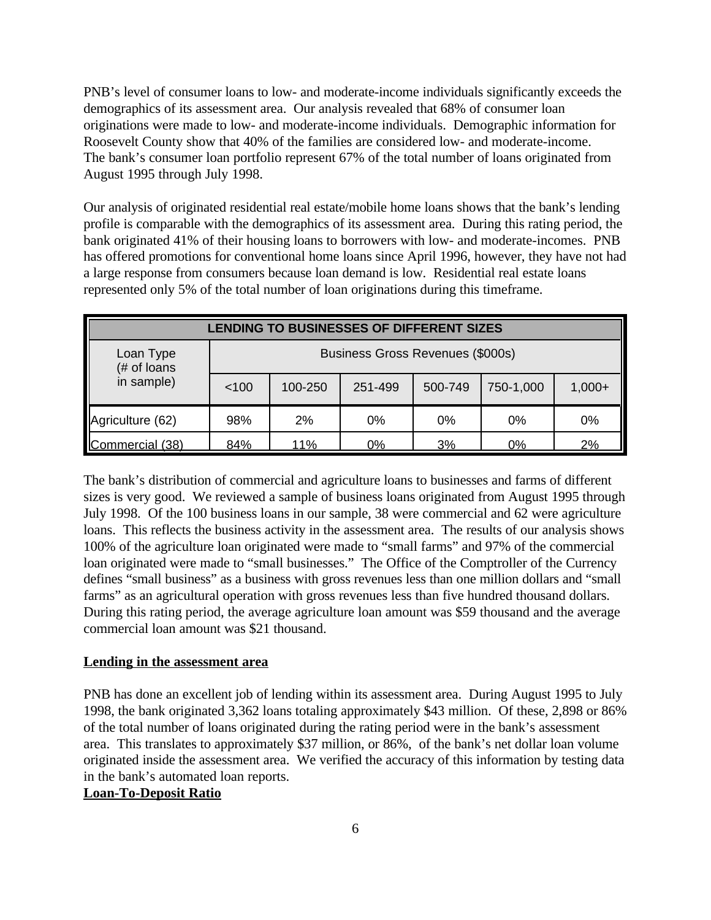PNB's level of consumer loans to low- and moderate-income individuals significantly exceeds the demographics of its assessment area. Our analysis revealed that 68% of consumer loan originations were made to low- and moderate-income individuals. Demographic information for Roosevelt County show that 40% of the families are considered low- and moderate-income. The bank's consumer loan portfolio represent 67% of the total number of loans originated from August 1995 through July 1998.

Our analysis of originated residential real estate/mobile home loans shows that the bank's lending profile is comparable with the demographics of its assessment area. During this rating period, the bank originated 41% of their housing loans to borrowers with low- and moderate-incomes. PNB has offered promotions for conventional home loans since April 1996, however, they have not had a large response from consumers because loan demand is low. Residential real estate loans represented only 5% of the total number of loan originations during this timeframe.

| LENDING TO BUSINESSES OF DIFFERENT SIZES | | | | | | |
|---|---|---|---|---|---|---|
| Loan Type (# of loans in sample) | Business Gross Revenues ($000s) | | | | | |
| | <100 | 100-250 | 251-499 | 500-749 | 750-1,000 | 1,000+ |
| Agriculture (62) | 98% | 2% | 0% | 0% | 0% | 0% |
| Commercial (38) | 84% | 11% | 0% | 3% | 0% | 2% |

The bank's distribution of commercial and agriculture loans to businesses and farms of different sizes is very good. We reviewed a sample of business loans originated from August 1995 through July 1998. Of the 100 business loans in our sample, 38 were commercial and 62 were agriculture loans. This reflects the business activity in the assessment area. The results of our analysis shows 100% of the agriculture loan originated were made to "small farms" and 97% of the commercial loan originated were made to "small businesses." The Office of the Comptroller of the Currency defines "small business" as a business with gross revenues less than one million dollars and "small farms" as an agricultural operation with gross revenues less than five hundred thousand dollars. During this rating period, the average agriculture loan amount was $59 thousand and the average commercial loan amount was $21 thousand.

**Lending in the assessment area**

PNB has done an excellent job of lending within its assessment area. During August 1995 to July 1998, the bank originated 3,362 loans totaling approximately $43 million. Of these, 2,898 or 86% of the total number of loans originated during the rating period were in the bank's assessment area. This translates to approximately $37 million, or 86%, of the bank's net dollar loan volume originated inside the assessment area. We verified the accuracy of this information by testing data in the bank's automated loan reports.

**Loan-To-Deposit Ratio**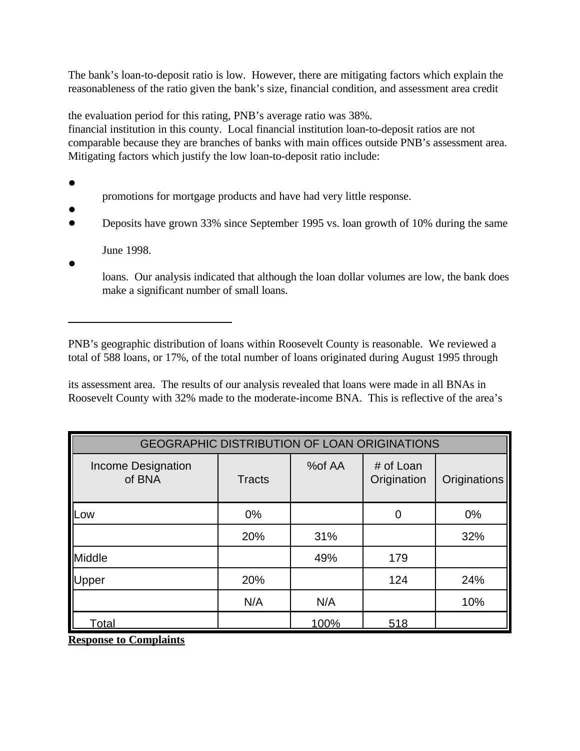The bank's loan-to-deposit ratio is low. However, there are mitigating factors which explain the reasonableness of the ratio given the bank's size, financial condition, and assessment area credit

the evaluation period for this rating, PNB's average ratio was 38%.
financial institution in this county. Local financial institution loan-to-deposit ratios are not comparable because they are branches of banks with main offices outside PNB's assessment area. Mitigating factors which justify the low loan-to-deposit ratio include:

- promotions for mortgage products and have had very little response.
- 
- Deposits have grown 33% since September 1995 vs. loan growth of 10% during the same

  June 1998.
- loans. Our analysis indicated that although the loan dollar volumes are low, the bank does make a significant number of small loans.

PNB's geographic distribution of loans within Roosevelt County is reasonable. We reviewed a total of 588 loans, or 17%, of the total number of loans originated during August 1995 through

its assessment area. The results of our analysis revealed that loans were made in all BNAs in Roosevelt County with 32% made to the moderate-income BNA. This is reflective of the area's

| GEOGRAPHIC DISTRIBUTION OF LOAN ORIGINATIONS | | | | |
|---|---|---|---|---|
| Income Designation of BNA | Tracts | %of AA | # of Loan Origination | Originations |
| Low | 0% | | 0 | 0% |
| | 20% | 31% | | 32% |
| Middle | | 49% | 179 | |
| Upper | 20% | | 124 | 24% |
| | N/A | N/A | | 10% |
| Total | | 100% | 518 | |

**Response to Complaints**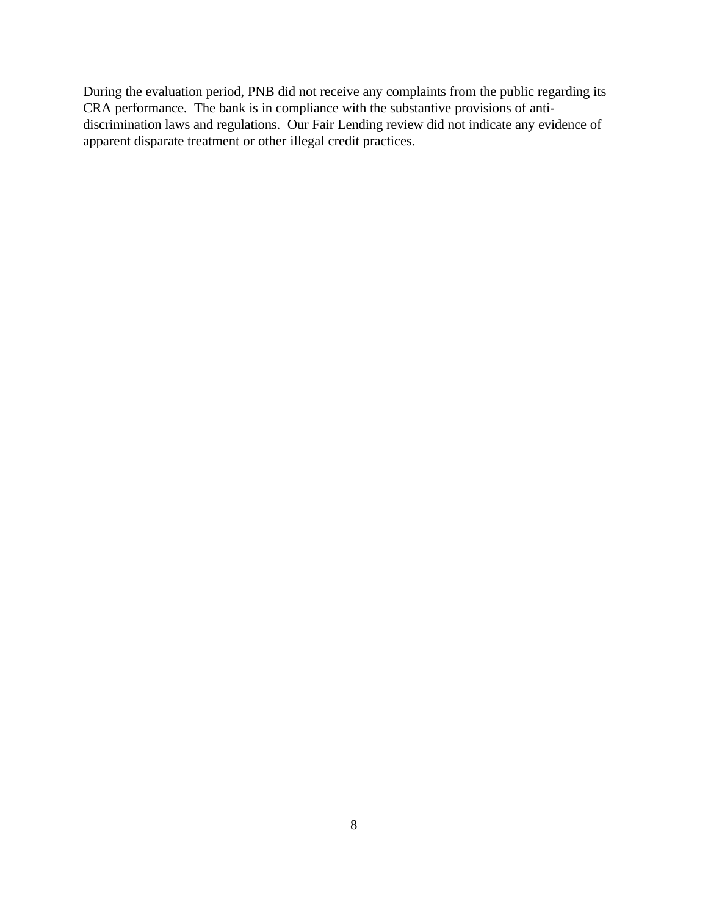During the evaluation period, PNB did not receive any complaints from the public regarding its CRA performance. The bank is in compliance with the substantive provisions of anti-discrimination laws and regulations. Our Fair Lending review did not indicate any evidence of apparent disparate treatment or other illegal credit practices.